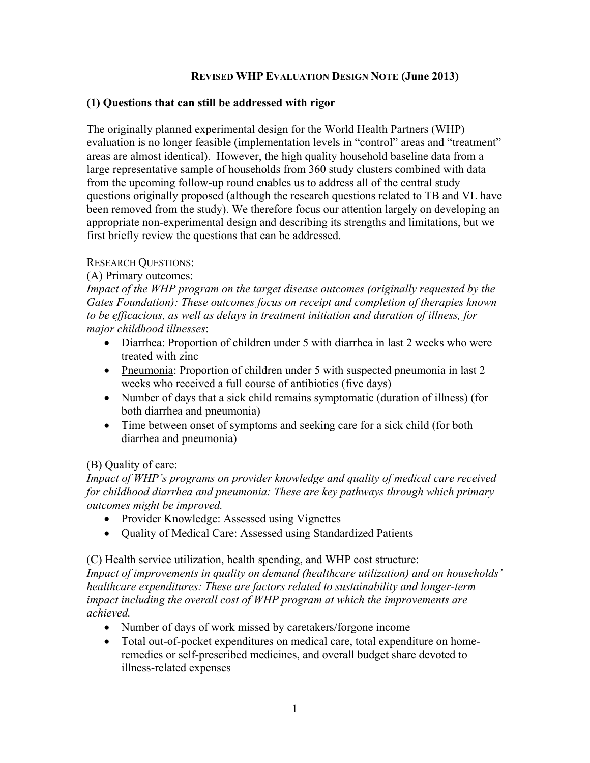# Revised WHP Evaluation Design Note (June 2013)

## (1) Questions that can still be addressed with rigor

The originally planned experimental design for the World Health Partners (WHP) evaluation is no longer feasible (implementation levels in "control" areas and "treatment" areas are almost identical). However, the high quality household baseline data from a large representative sample of households from 360 study clusters combined with data from the upcoming follow-up round enables us to address all of the central study questions originally proposed (although the research questions related to TB and VL have been removed from the study). We therefore focus our attention largely on developing an appropriate non-experimental design and describing its strengths and limitations, but we first briefly review the questions that can be addressed.

Research Questions:

(A) Primary outcomes:

*Impact of the WHP program on the target disease outcomes (originally requested by the Gates Foundation): These outcomes focus on receipt and completion of therapies known to be efficacious, as well as delays in treatment initiation and duration of illness, for major childhood illnesses*:

- Diarrhea: Proportion of children under 5 with diarrhea in last 2 weeks who were treated with zinc
- Pneumonia: Proportion of children under 5 with suspected pneumonia in last 2 weeks who received a full course of antibiotics (five days)
- Number of days that a sick child remains symptomatic (duration of illness) (for both diarrhea and pneumonia)
- Time between onset of symptoms and seeking care for a sick child (for both diarrhea and pneumonia)

(B) Quality of care:

*Impact of WHP's programs on provider knowledge and quality of medical care received for childhood diarrhea and pneumonia: These are key pathways through which primary outcomes might be improved.*

- Provider Knowledge: Assessed using Vignettes
- Quality of Medical Care: Assessed using Standardized Patients

(C) Health service utilization, health spending, and WHP cost structure:

*Impact of improvements in quality on demand (healthcare utilization) and on households' healthcare expenditures: These are factors related to sustainability and longer-term impact including the overall cost of WHP program at which the improvements are achieved.*

- Number of days of work missed by caretakers/forgone income
- Total out-of-pocket expenditures on medical care, total expenditure on home-remedies or self-prescribed medicines, and overall budget share devoted to illness-related expenses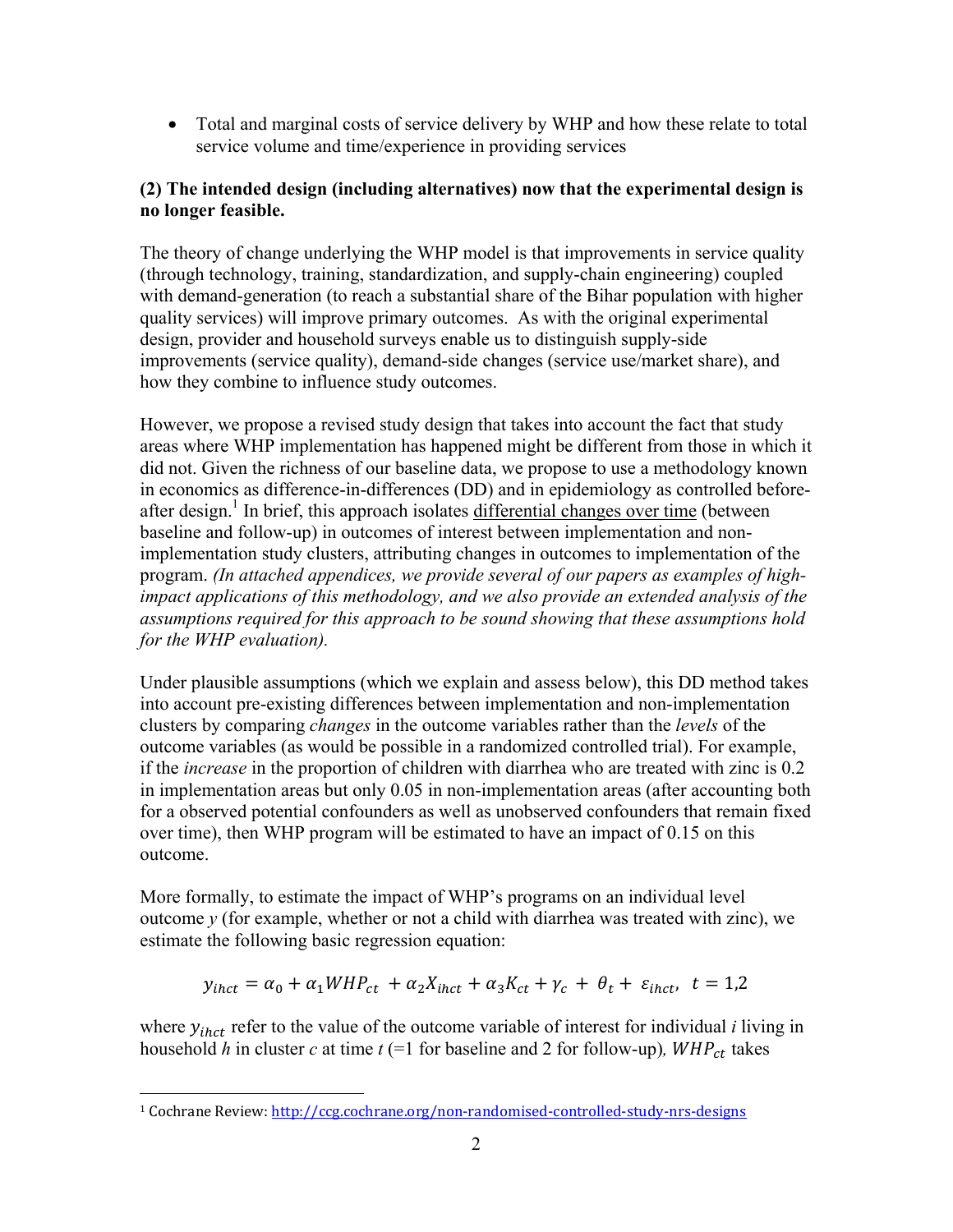- Total and marginal costs of service delivery by WHP and how these relate to total service volume and time/experience in providing services

**(2) The intended design (including alternatives) now that the experimental design is no longer feasible.**

The theory of change underlying the WHP model is that improvements in service quality (through technology, training, standardization, and supply-chain engineering) coupled with demand-generation (to reach a substantial share of the Bihar population with higher quality services) will improve primary outcomes. As with the original experimental design, provider and household surveys enable us to distinguish supply-side improvements (service quality), demand-side changes (service use/market share), and how they combine to influence study outcomes.

However, we propose a revised study design that takes into account the fact that study areas where WHP implementation has happened might be different from those in which it did not. Given the richness of our baseline data, we propose to use a methodology known in economics as difference-in-differences (DD) and in epidemiology as controlled before-after design.[1] In brief, this approach isolates <u>differential changes over time</u> (between baseline and follow-up) in outcomes of interest between implementation and non-implementation study clusters, attributing changes in outcomes to implementation of the program. *(In attached appendices, we provide several of our papers as examples of high-impact applications of this methodology, and we also provide an extended analysis of the assumptions required for this approach to be sound showing that these assumptions hold for the WHP evaluation).*

Under plausible assumptions (which we explain and assess below), this DD method takes into account pre-existing differences between implementation and non-implementation clusters by comparing *changes* in the outcome variables rather than the *levels* of the outcome variables (as would be possible in a randomized controlled trial). For example, if the *increase* in the proportion of children with diarrhea who are treated with zinc is 0.2 in implementation areas but only 0.05 in non-implementation areas (after accounting both for a observed potential confounders as well as unobserved confounders that remain fixed over time), then WHP program will be estimated to have an impact of 0.15 on this outcome.

More formally, to estimate the impact of WHP's programs on an individual level outcome *y* (for example, whether or not a child with diarrhea was treated with zinc), we estimate the following basic regression equation:

$$y_{ihct} = \alpha_0 + \alpha_1 WHP_{ct} + \alpha_2 X_{ihct} + \alpha_3 K_{ct} + \gamma_c + \theta_t + \varepsilon_{ihct}, \quad t = 1,2$$

where $y_{ihct}$ refer to the value of the outcome variable of interest for individual *i* living in household *h* in cluster *c* at time *t* (=1 for baseline and 2 for follow-up), $WHP_{ct}$ takes

[1] Cochrane Review: http://ccg.cochrane.org/non-randomised-controlled-study-nrs-designs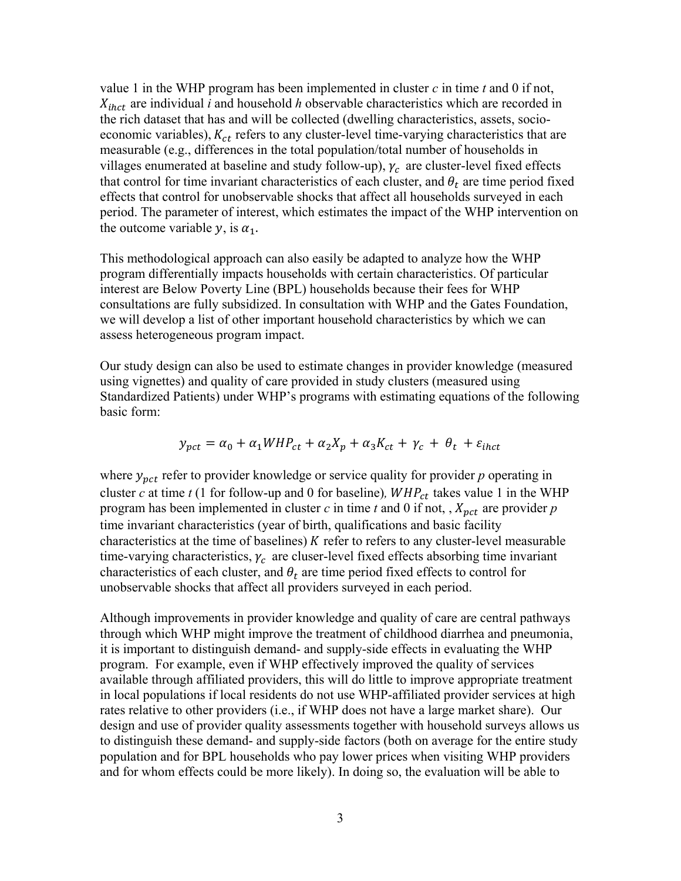value 1 in the WHP program has been implemented in cluster *c* in time *t* and 0 if not, $X_{ihct}$ are individual *i* and household *h* observable characteristics which are recorded in the rich dataset that has and will be collected (dwelling characteristics, assets, socio-economic variables), $K_{ct}$ refers to any cluster-level time-varying characteristics that are measurable (e.g., differences in the total population/total number of households in villages enumerated at baseline and study follow-up), $\gamma_c$ are cluster-level fixed effects that control for time invariant characteristics of each cluster, and $\theta_t$ are time period fixed effects that control for unobservable shocks that affect all households surveyed in each period. The parameter of interest, which estimates the impact of the WHP intervention on the outcome variable $y$, is $\alpha_1$.

This methodological approach can also easily be adapted to analyze how the WHP program differentially impacts households with certain characteristics. Of particular interest are Below Poverty Line (BPL) households because their fees for WHP consultations are fully subsidized. In consultation with WHP and the Gates Foundation, we will develop a list of other important household characteristics by which we can assess heterogeneous program impact.

Our study design can also be used to estimate changes in provider knowledge (measured using vignettes) and quality of care provided in study clusters (measured using Standardized Patients) under WHP's programs with estimating equations of the following basic form:

$$y_{pct} = \alpha_0 + \alpha_1 WHP_{ct} + \alpha_2 X_p + \alpha_3 K_{ct} + \gamma_c + \theta_t + \varepsilon_{ihct}$$

where $y_{pct}$ refer to provider knowledge or service quality for provider *p* operating in cluster *c* at time *t* (1 for follow-up and 0 for baseline)*,* $WHP_{ct}$ takes value 1 in the WHP program has been implemented in cluster *c* in time *t* and 0 if not, , $X_{pct}$ are provider *p* time invariant characteristics (year of birth, qualifications and basic facility characteristics at the time of baselines) $K$ refer to refers to any cluster-level measurable time-varying characteristics, $\gamma_c$ are cluser-level fixed effects absorbing time invariant characteristics of each cluster, and $\theta_t$ are time period fixed effects to control for unobservable shocks that affect all providers surveyed in each period.

Although improvements in provider knowledge and quality of care are central pathways through which WHP might improve the treatment of childhood diarrhea and pneumonia, it is important to distinguish demand- and supply-side effects in evaluating the WHP program. For example, even if WHP effectively improved the quality of services available through affiliated providers, this will do little to improve appropriate treatment in local populations if local residents do not use WHP-affiliated provider services at high rates relative to other providers (i.e., if WHP does not have a large market share). Our design and use of provider quality assessments together with household surveys allows us to distinguish these demand- and supply-side factors (both on average for the entire study population and for BPL households who pay lower prices when visiting WHP providers and for whom effects could be more likely). In doing so, the evaluation will be able to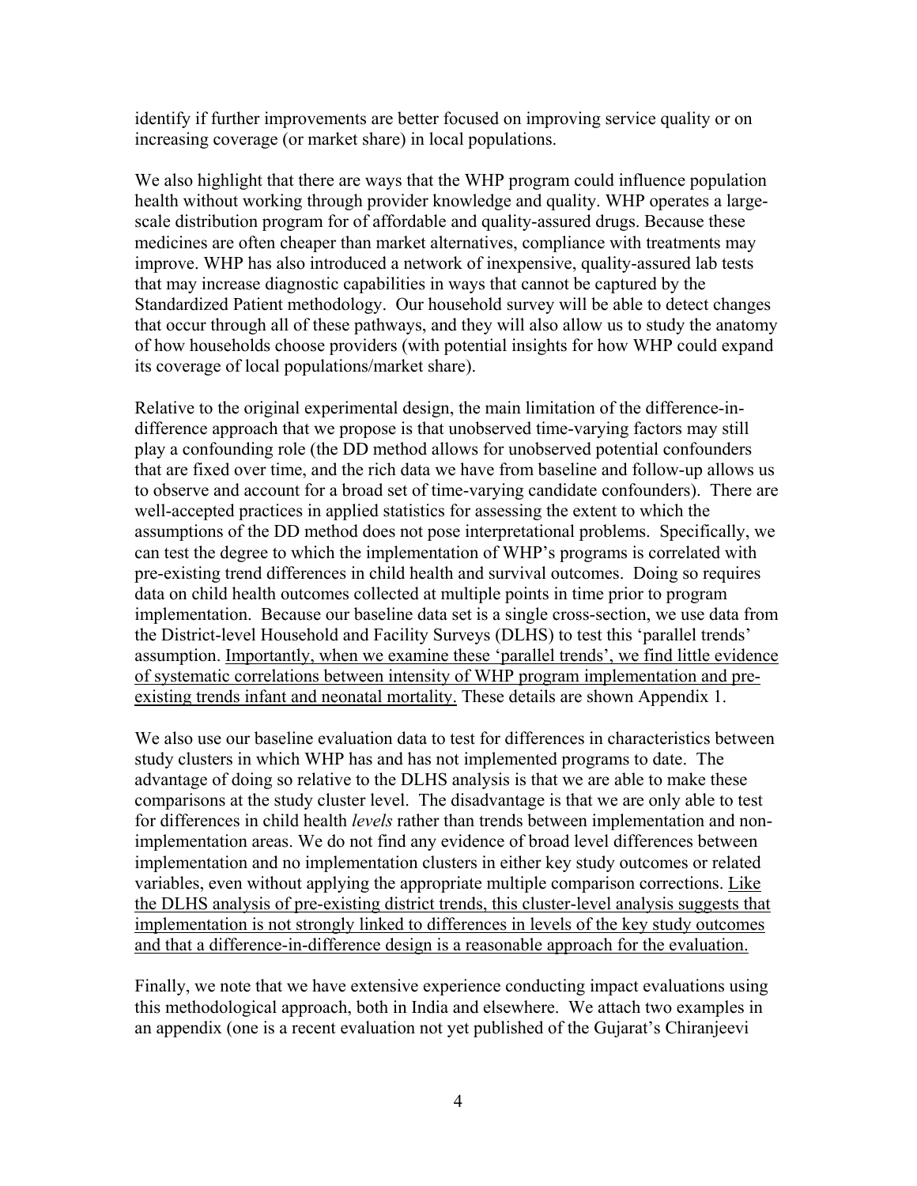identify if further improvements are better focused on improving service quality or on increasing coverage (or market share) in local populations.

We also highlight that there are ways that the WHP program could influence population health without working through provider knowledge and quality. WHP operates a large-scale distribution program for of affordable and quality-assured drugs. Because these medicines are often cheaper than market alternatives, compliance with treatments may improve. WHP has also introduced a network of inexpensive, quality-assured lab tests that may increase diagnostic capabilities in ways that cannot be captured by the Standardized Patient methodology. Our household survey will be able to detect changes that occur through all of these pathways, and they will also allow us to study the anatomy of how households choose providers (with potential insights for how WHP could expand its coverage of local populations/market share).

Relative to the original experimental design, the main limitation of the difference-in-difference approach that we propose is that unobserved time-varying factors may still play a confounding role (the DD method allows for unobserved potential confounders that are fixed over time, and the rich data we have from baseline and follow-up allows us to observe and account for a broad set of time-varying candidate confounders). There are well-accepted practices in applied statistics for assessing the extent to which the assumptions of the DD method does not pose interpretational problems. Specifically, we can test the degree to which the implementation of WHP's programs is correlated with pre-existing trend differences in child health and survival outcomes. Doing so requires data on child health outcomes collected at multiple points in time prior to program implementation. Because our baseline data set is a single cross-section, we use data from the District-level Household and Facility Surveys (DLHS) to test this 'parallel trends' assumption. <u>Importantly, when we examine these 'parallel trends', we find little evidence of systematic correlations between intensity of WHP program implementation and pre-existing trends infant and neonatal mortality.</u> These details are shown Appendix 1.

We also use our baseline evaluation data to test for differences in characteristics between study clusters in which WHP has and has not implemented programs to date. The advantage of doing so relative to the DLHS analysis is that we are able to make these comparisons at the study cluster level. The disadvantage is that we are only able to test for differences in child health *levels* rather than trends between implementation and non-implementation areas. We do not find any evidence of broad level differences between implementation and no implementation clusters in either key study outcomes or related variables, even without applying the appropriate multiple comparison corrections. <u>Like the DLHS analysis of pre-existing district trends, this cluster-level analysis suggests that implementation is not strongly linked to differences in levels of the key study outcomes and that a difference-in-difference design is a reasonable approach for the evaluation.</u>

Finally, we note that we have extensive experience conducting impact evaluations using this methodological approach, both in India and elsewhere. We attach two examples in an appendix (one is a recent evaluation not yet published of the Gujarat's Chiranjeevi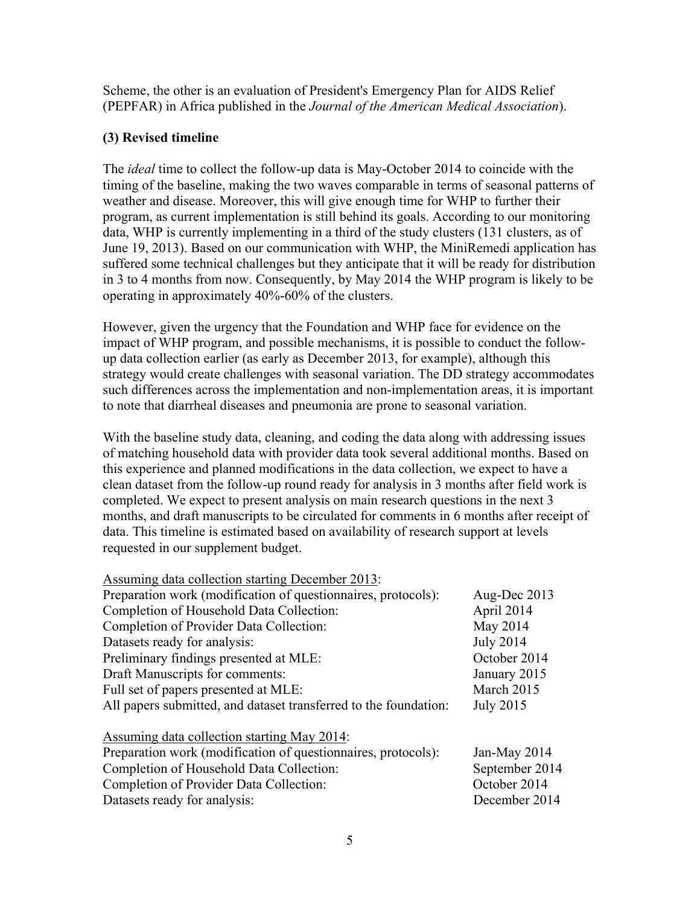Scheme, the other is an evaluation of President's Emergency Plan for AIDS Relief (PEPFAR) in Africa published in the *Journal of the American Medical Association*).

**(3) Revised timeline**

The *ideal* time to collect the follow-up data is May-October 2014 to coincide with the timing of the baseline, making the two waves comparable in terms of seasonal patterns of weather and disease. Moreover, this will give enough time for WHP to further their program, as current implementation is still behind its goals. According to our monitoring data, WHP is currently implementing in a third of the study clusters (131 clusters, as of June 19, 2013). Based on our communication with WHP, the MiniRemedi application has suffered some technical challenges but they anticipate that it will be ready for distribution in 3 to 4 months from now. Consequently, by May 2014 the WHP program is likely to be operating in approximately 40%-60% of the clusters.

However, given the urgency that the Foundation and WHP face for evidence on the impact of WHP program, and possible mechanisms, it is possible to conduct the follow-up data collection earlier (as early as December 2013, for example), although this strategy would create challenges with seasonal variation. The DD strategy accommodates such differences across the implementation and non-implementation areas, it is important to note that diarrheal diseases and pneumonia are prone to seasonal variation.

With the baseline study data, cleaning, and coding the data along with addressing issues of matching household data with provider data took several additional months. Based on this experience and planned modifications in the data collection, we expect to have a clean dataset from the follow-up round ready for analysis in 3 months after field work is completed. We expect to present analysis on main research questions in the next 3 months, and draft manuscripts to be circulated for comments in 6 months after receipt of data. This timeline is estimated based on availability of research support at levels requested in our supplement budget.

<u>Assuming data collection starting December 2013</u>:

| | |
|---|---|
| Preparation work (modification of questionnaires, protocols): | Aug-Dec 2013 |
| Completion of Household Data Collection: | April 2014 |
| Completion of Provider Data Collection: | May 2014 |
| Datasets ready for analysis: | July 2014 |
| Preliminary findings presented at MLE: | October 2014 |
| Draft Manuscripts for comments: | January 2015 |
| Full set of papers presented at MLE: | March 2015 |
| All papers submitted, and dataset transferred to the foundation: | July 2015 |

<u>Assuming data collection starting May 2014</u>:

| | |
|---|---|
| Preparation work (modification of questionnaires, protocols): | Jan-May 2014 |
| Completion of Household Data Collection: | September 2014 |
| Completion of Provider Data Collection: | October 2014 |
| Datasets ready for analysis: | December 2014 |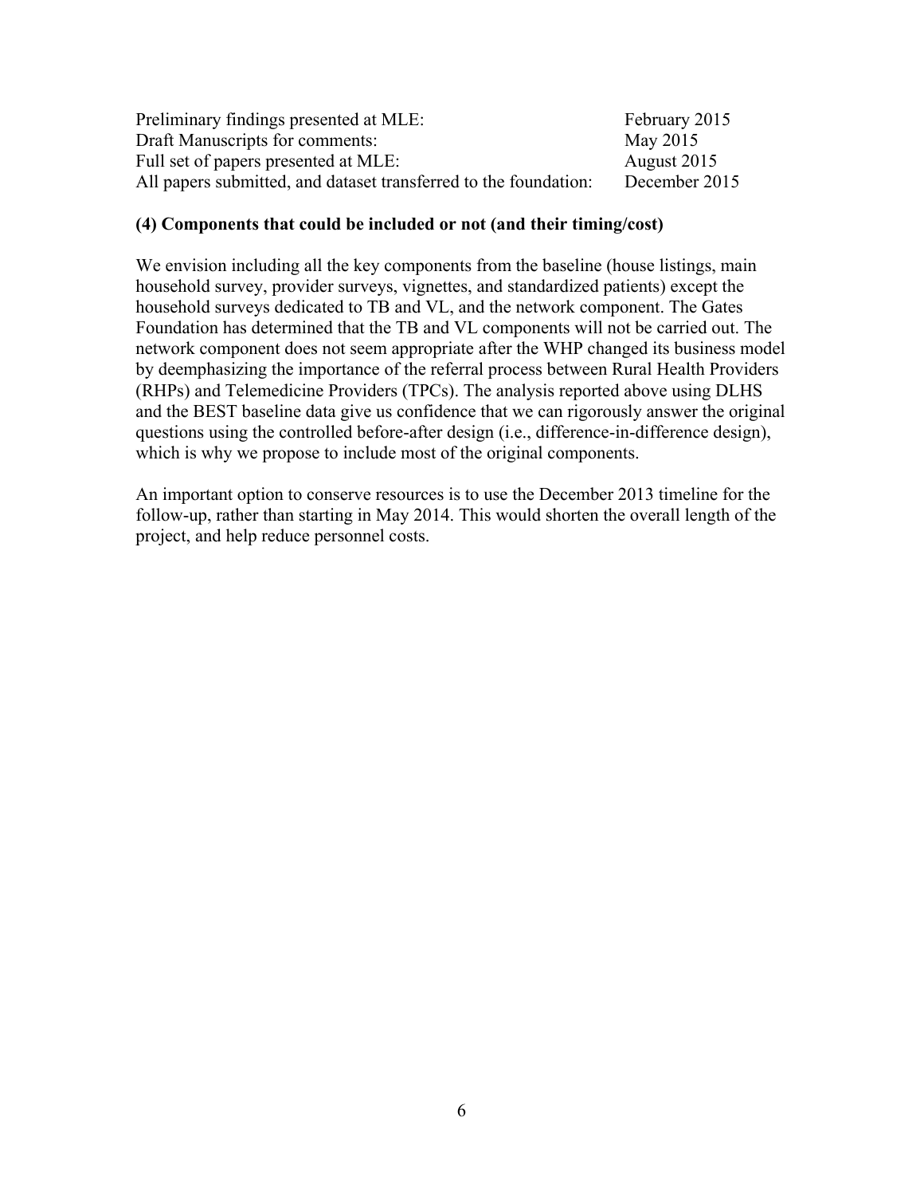| | |
|---|---|
| Preliminary findings presented at MLE: | February 2015 |
| Draft Manuscripts for comments: | May 2015 |
| Full set of papers presented at MLE: | August 2015 |
| All papers submitted, and dataset transferred to the foundation: | December 2015 |

**(4) Components that could be included or not (and their timing/cost)**

We envision including all the key components from the baseline (house listings, main household survey, provider surveys, vignettes, and standardized patients) except the household surveys dedicated to TB and VL, and the network component. The Gates Foundation has determined that the TB and VL components will not be carried out. The network component does not seem appropriate after the WHP changed its business model by deemphasizing the importance of the referral process between Rural Health Providers (RHPs) and Telemedicine Providers (TPCs). The analysis reported above using DLHS and the BEST baseline data give us confidence that we can rigorously answer the original questions using the controlled before-after design (i.e., difference-in-difference design), which is why we propose to include most of the original components.

An important option to conserve resources is to use the December 2013 timeline for the follow-up, rather than starting in May 2014. This would shorten the overall length of the project, and help reduce personnel costs.